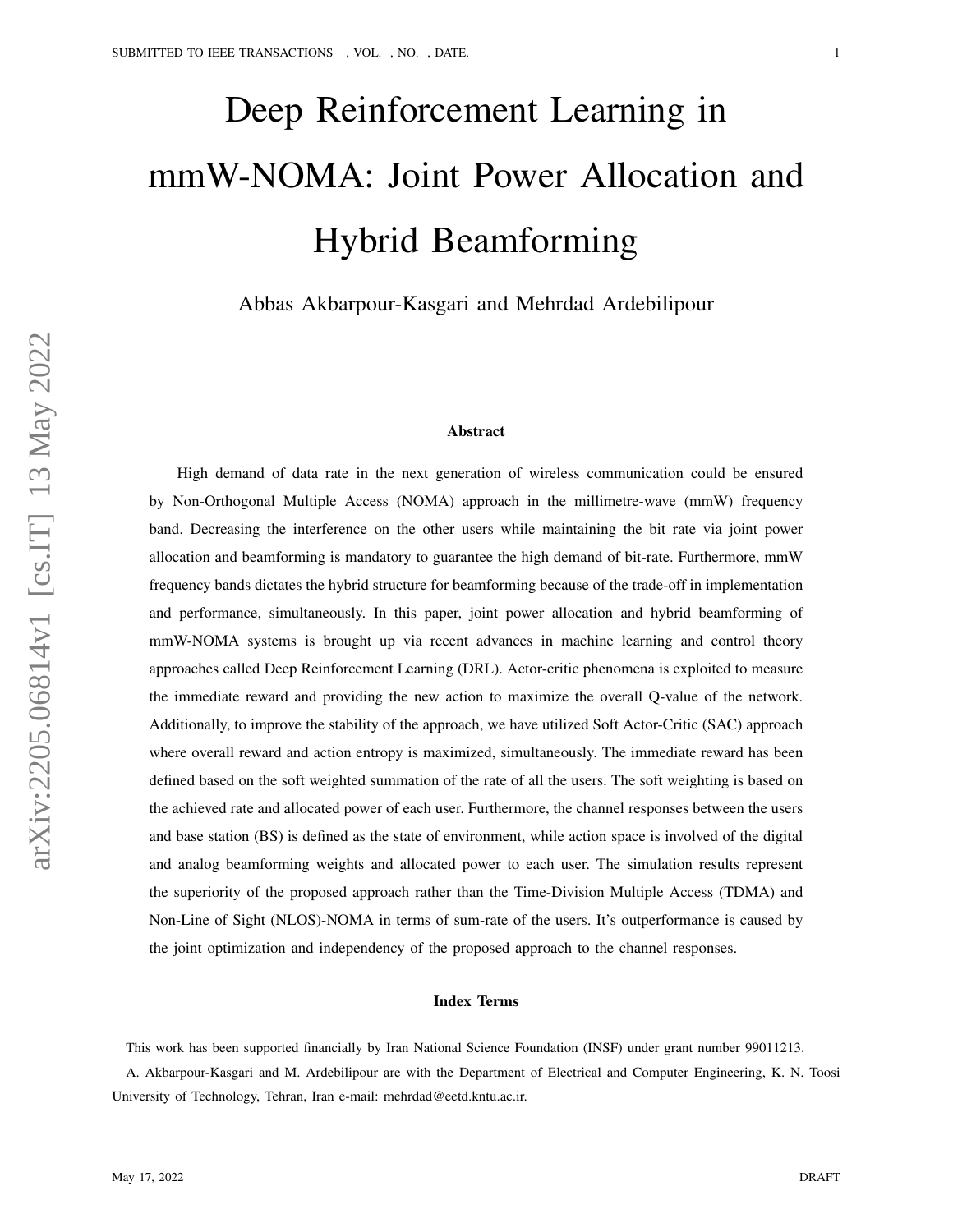# Deep Reinforcement Learning in mmW-NOMA: Joint Power Allocation and Hybrid Beamforming

Abbas Akbarpour-Kasgari and Mehrdad Ardebilipour

## Abstract

High demand of data rate in the next generation of wireless communication could be ensured by Non-Orthogonal Multiple Access (NOMA) approach in the millimetre-wave (mmW) frequency band. Decreasing the interference on the other users while maintaining the bit rate via joint power allocation and beamforming is mandatory to guarantee the high demand of bit-rate. Furthermore, mmW frequency bands dictates the hybrid structure for beamforming because of the trade-off in implementation and performance, simultaneously. In this paper, joint power allocation and hybrid beamforming of mmW-NOMA systems is brought up via recent advances in machine learning and control theory approaches called Deep Reinforcement Learning (DRL). Actor-critic phenomena is exploited to measure the immediate reward and providing the new action to maximize the overall Q-value of the network. Additionally, to improve the stability of the approach, we have utilized Soft Actor-Critic (SAC) approach where overall reward and action entropy is maximized, simultaneously. The immediate reward has been defined based on the soft weighted summation of the rate of all the users. The soft weighting is based on the achieved rate and allocated power of each user. Furthermore, the channel responses between the users and base station (BS) is defined as the state of environment, while action space is involved of the digital and analog beamforming weights and allocated power to each user. The simulation results represent the superiority of the proposed approach rather than the Time-Division Multiple Access (TDMA) and Non-Line of Sight (NLOS)-NOMA in terms of sum-rate of the users. It's outperformance is caused by the joint optimization and independency of the proposed approach to the channel responses.

## Index Terms

This work has been supported financially by Iran National Science Foundation (INSF) under grant number 99011213.

A. Akbarpour-Kasgari and M. Ardebilipour are with the Department of Electrical and Computer Engineering, K. N. Toosi University of Technology, Tehran, Iran e-mail: mehrdad@eetd.kntu.ac.ir.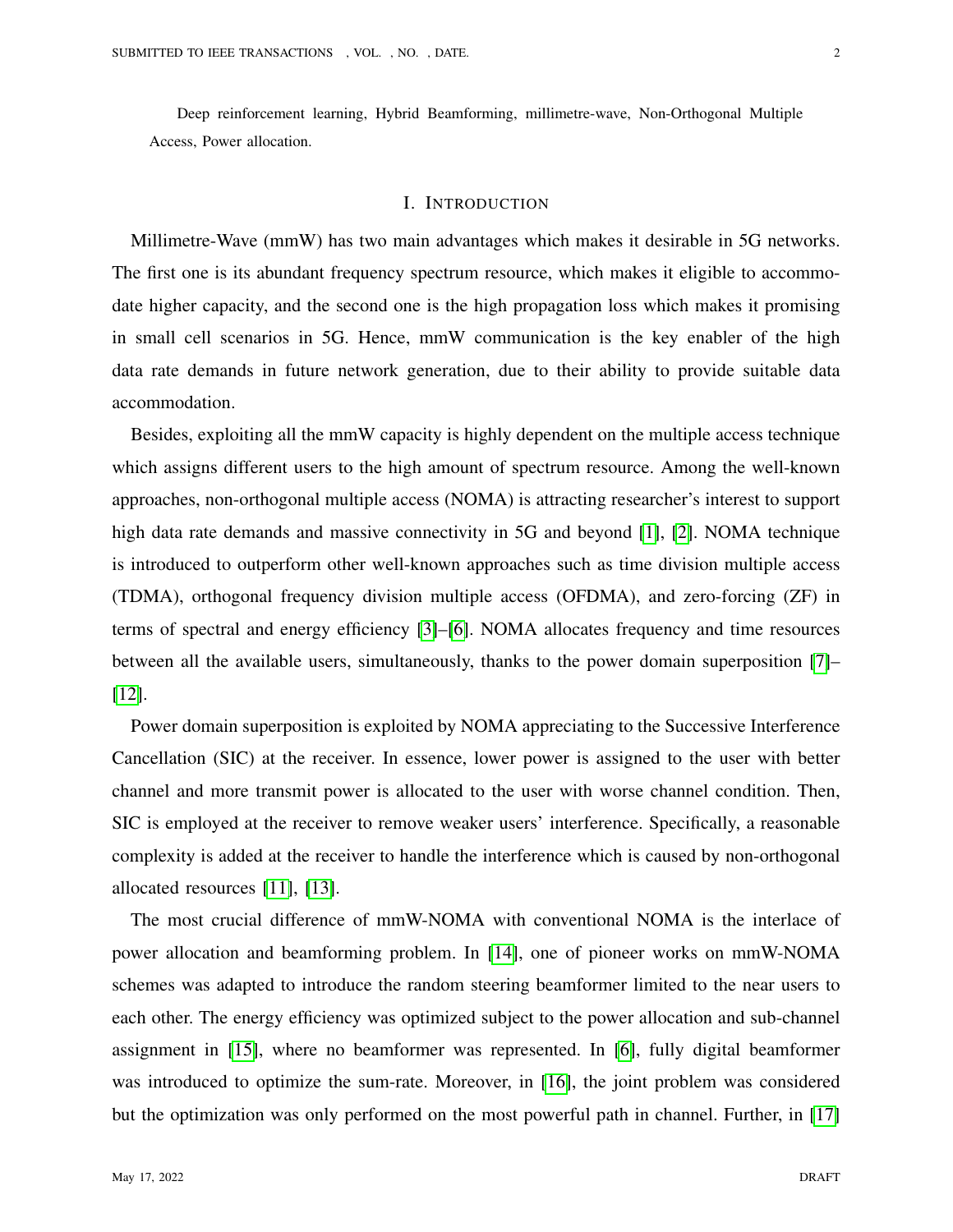Deep reinforcement learning, Hybrid Beamforming, millimetre-wave, Non-Orthogonal Multiple Access, Power allocation.

## I. Introduction

Millimetre-Wave (mmW) has two main advantages which makes it desirable in 5G networks. The first one is its abundant frequency spectrum resource, which makes it eligible to accommodate higher capacity, and the second one is the high propagation loss which makes it promising in small cell scenarios in 5G. Hence, mmW communication is the key enabler of the high data rate demands in future network generation, due to their ability to provide suitable data accommodation.

Besides, exploiting all the mmW capacity is highly dependent on the multiple access technique which assigns different users to the high amount of spectrum resource. Among the well-known approaches, non-orthogonal multiple access (NOMA) is attracting researcher's interest to support high data rate demands and massive connectivity in 5G and beyond [1], [2]. NOMA technique is introduced to outperform other well-known approaches such as time division multiple access (TDMA), orthogonal frequency division multiple access (OFDMA), and zero-forcing (ZF) in terms of spectral and energy efficiency [3]–[6]. NOMA allocates frequency and time resources between all the available users, simultaneously, thanks to the power domain superposition [7]–[12].

Power domain superposition is exploited by NOMA appreciating to the Successive Interference Cancellation (SIC) at the receiver. In essence, lower power is assigned to the user with better channel and more transmit power is allocated to the user with worse channel condition. Then, SIC is employed at the receiver to remove weaker users' interference. Specifically, a reasonable complexity is added at the receiver to handle the interference which is caused by non-orthogonal allocated resources [11], [13].

The most crucial difference of mmW-NOMA with conventional NOMA is the interlace of power allocation and beamforming problem. In [14], one of pioneer works on mmW-NOMA schemes was adapted to introduce the random steering beamformer limited to the near users to each other. The energy efficiency was optimized subject to the power allocation and sub-channel assignment in [15], where no beamformer was represented. In [6], fully digital beamformer was introduced to optimize the sum-rate. Moreover, in [16], the joint problem was considered but the optimization was only performed on the most powerful path in channel. Further, in [17]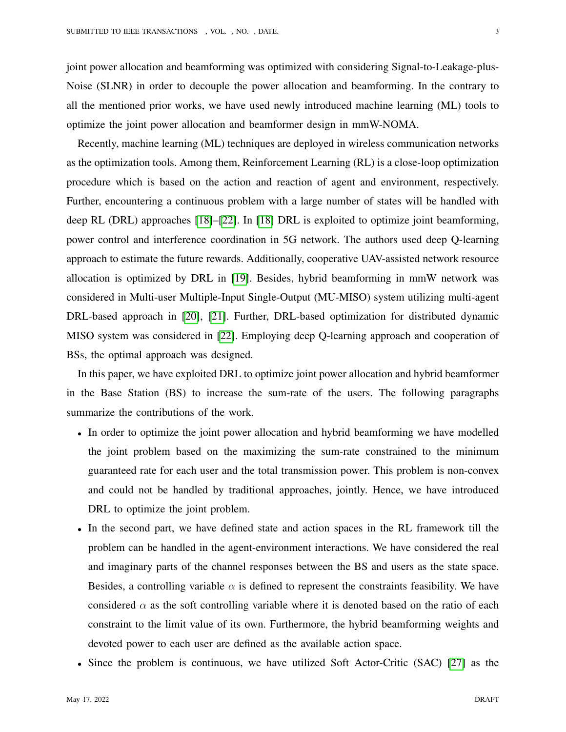joint power allocation and beamforming was optimized with considering Signal-to-Leakage-plus-Noise (SLNR) in order to decouple the power allocation and beamforming. In the contrary to all the mentioned prior works, we have used newly introduced machine learning (ML) tools to optimize the joint power allocation and beamformer design in mmW-NOMA.

Recently, machine learning (ML) techniques are deployed in wireless communication networks as the optimization tools. Among them, Reinforcement Learning (RL) is a close-loop optimization procedure which is based on the action and reaction of agent and environment, respectively. Further, encountering a continuous problem with a large number of states will be handled with deep RL (DRL) approaches [18]–[22]. In [18] DRL is exploited to optimize joint beamforming, power control and interference coordination in 5G network. The authors used deep Q-learning approach to estimate the future rewards. Additionally, cooperative UAV-assisted network resource allocation is optimized by DRL in [19]. Besides, hybrid beamforming in mmW network was considered in Multi-user Multiple-Input Single-Output (MU-MISO) system utilizing multi-agent DRL-based approach in [20], [21]. Further, DRL-based optimization for distributed dynamic MISO system was considered in [22]. Employing deep Q-learning approach and cooperation of BSs, the optimal approach was designed.

In this paper, we have exploited DRL to optimize joint power allocation and hybrid beamformer in the Base Station (BS) to increase the sum-rate of the users. The following paragraphs summarize the contributions of the work.

- In order to optimize the joint power allocation and hybrid beamforming we have modelled the joint problem based on the maximizing the sum-rate constrained to the minimum guaranteed rate for each user and the total transmission power. This problem is non-convex and could not be handled by traditional approaches, jointly. Hence, we have introduced DRL to optimize the joint problem.
- In the second part, we have defined state and action spaces in the RL framework till the problem can be handled in the agent-environment interactions. We have considered the real and imaginary parts of the channel responses between the BS and users as the state space. Besides, a controlling variable $\alpha$ is defined to represent the constraints feasibility. We have considered $\alpha$ as the soft controlling variable where it is denoted based on the ratio of each constraint to the limit value of its own. Furthermore, the hybrid beamforming weights and devoted power to each user are defined as the available action space.
- Since the problem is continuous, we have utilized Soft Actor-Critic (SAC) [27] as the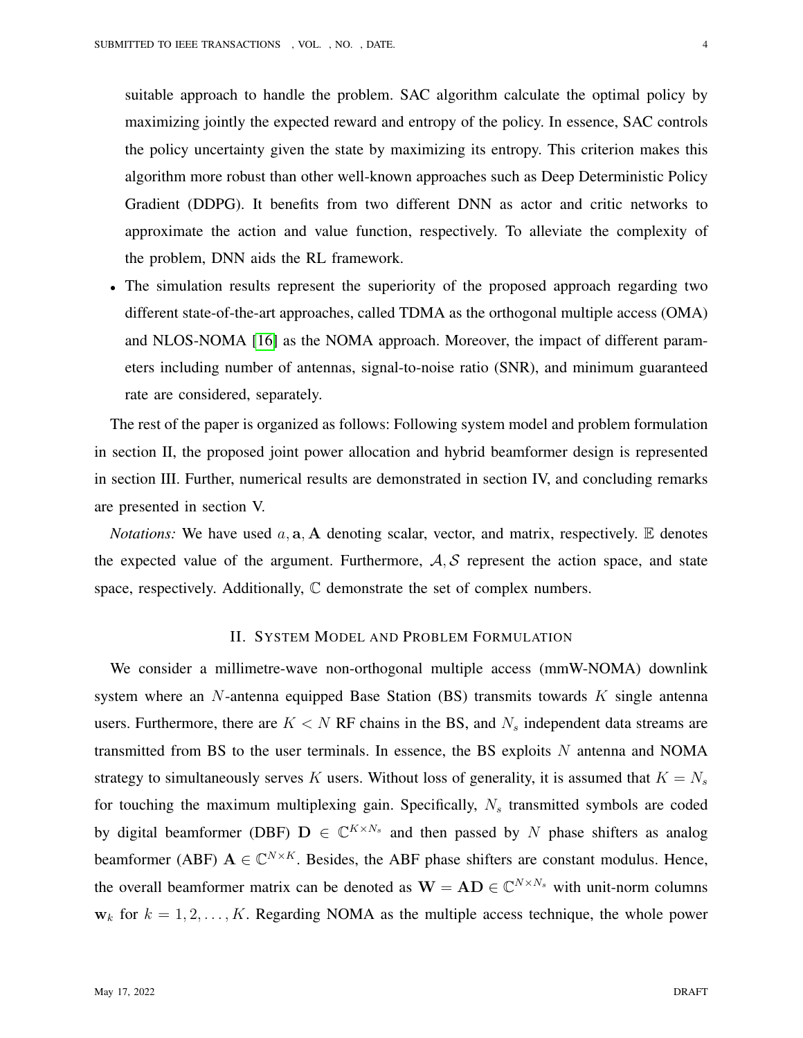suitable approach to handle the problem. SAC algorithm calculate the optimal policy by maximizing jointly the expected reward and entropy of the policy. In essence, SAC controls the policy uncertainty given the state by maximizing its entropy. This criterion makes this algorithm more robust than other well-known approaches such as Deep Deterministic Policy Gradient (DDPG). It benefits from two different DNN as actor and critic networks to approximate the action and value function, respectively. To alleviate the complexity of the problem, DNN aids the RL framework.

- The simulation results represent the superiority of the proposed approach regarding two different state-of-the-art approaches, called TDMA as the orthogonal multiple access (OMA) and NLOS-NOMA [16] as the NOMA approach. Moreover, the impact of different parameters including number of antennas, signal-to-noise ratio (SNR), and minimum guaranteed rate are considered, separately.

The rest of the paper is organized as follows: Following system model and problem formulation in section II, the proposed joint power allocation and hybrid beamformer design is represented in section III. Further, numerical results are demonstrated in section IV, and concluding remarks are presented in section V.

*Notations:* We have used $a, \mathbf{a}, \mathbf{A}$ denoting scalar, vector, and matrix, respectively. $\mathbb{E}$ denotes the expected value of the argument. Furthermore, $\mathcal{A}, \mathcal{S}$ represent the action space, and state space, respectively. Additionally, $\mathbb{C}$ demonstrate the set of complex numbers.

## II. System Model and Problem Formulation

We consider a millimetre-wave non-orthogonal multiple access (mmW-NOMA) downlink system where an $N$-antenna equipped Base Station (BS) transmits towards $K$ single antenna users. Furthermore, there are $K < N$ RF chains in the BS, and $N_s$ independent data streams are transmitted from BS to the user terminals. In essence, the BS exploits $N$ antenna and NOMA strategy to simultaneously serves $K$ users. Without loss of generality, it is assumed that $K = N_s$ for touching the maximum multiplexing gain. Specifically, $N_s$ transmitted symbols are coded by digital beamformer (DBF) $\mathbf{D} \in \mathbb{C}^{K \times N_s}$ and then passed by $N$ phase shifters as analog beamformer (ABF) $\mathbf{A} \in \mathbb{C}^{N \times K}$. Besides, the ABF phase shifters are constant modulus. Hence, the overall beamformer matrix can be denoted as $\mathbf{W} = \mathbf{AD} \in \mathbb{C}^{N \times N_s}$ with unit-norm columns $\mathbf{w}_k$ for $k = 1, 2, \ldots, K$. Regarding NOMA as the multiple access technique, the whole power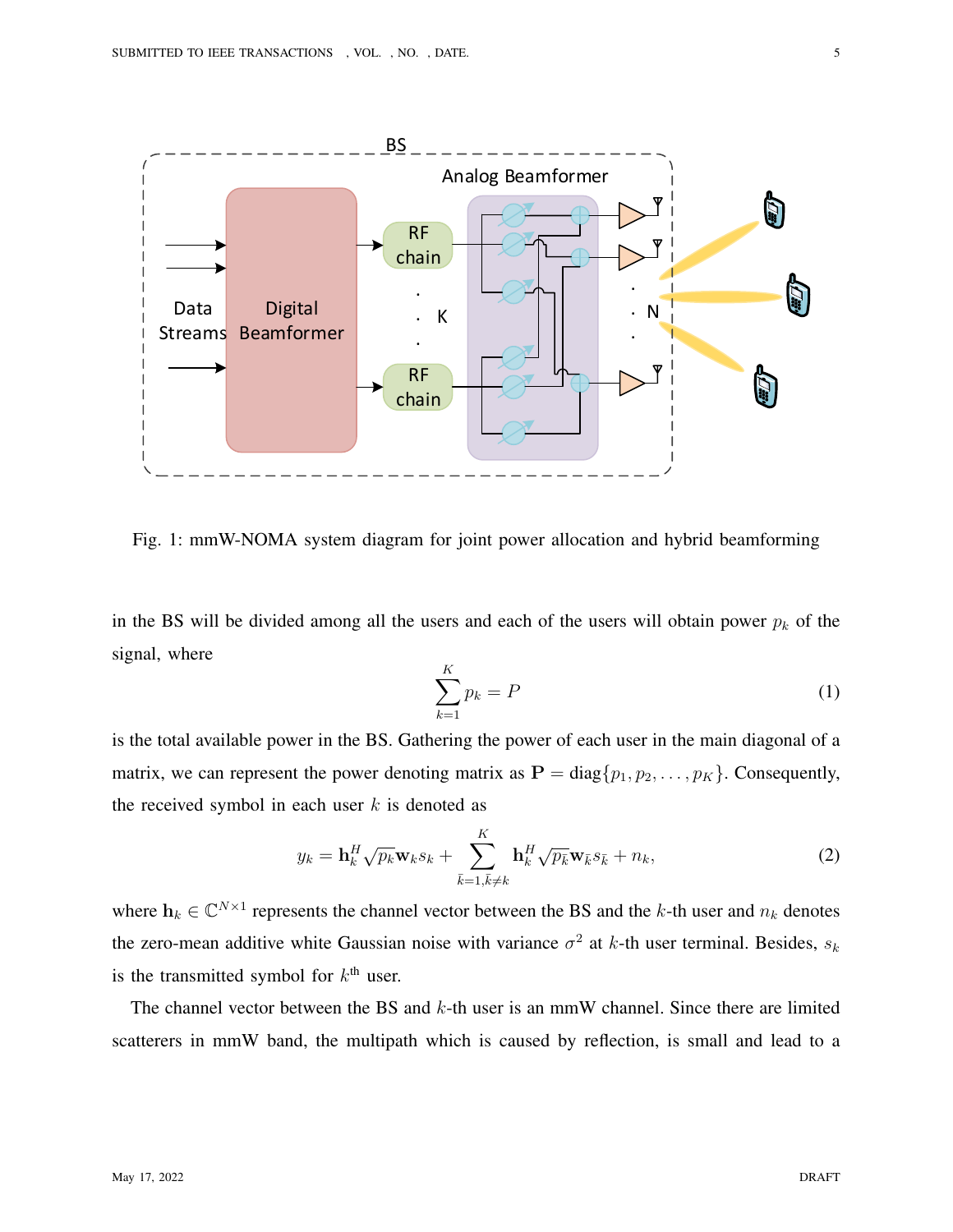Fig. 1: mmW-NOMA system diagram for joint power allocation and hybrid beamforming

in the BS will be divided among all the users and each of the users will obtain power $p_k$ of the signal, where

$$\sum_{k=1}^{K} p_k = P \tag{1}$$

is the total available power in the BS. Gathering the power of each user in the main diagonal of a matrix, we can represent the power denoting matrix as $\mathbf{P} = \text{diag}\{p_1, p_2, \ldots, p_K\}$. Consequently, the received symbol in each user $k$ is denoted as

$$y_k = \mathbf{h}_k^H \sqrt{p_k}\mathbf{w}_k s_k + \sum_{\bar{k}=1, \bar{k}\neq k}^{K} \mathbf{h}_k^H \sqrt{p_{\bar{k}}}\mathbf{w}_{\bar{k}} s_{\bar{k}} + n_k, \tag{2}$$

where $\mathbf{h}_k \in \mathbb{C}^{N\times 1}$ represents the channel vector between the BS and the $k$-th user and $n_k$ denotes the zero-mean additive white Gaussian noise with variance $\sigma^2$ at $k$-th user terminal. Besides, $s_k$ is the transmitted symbol for $k^{\text{th}}$ user.

The channel vector between the BS and $k$-th user is an mmW channel. Since there are limited scatterers in mmW band, the multipath which is caused by reflection, is small and lead to a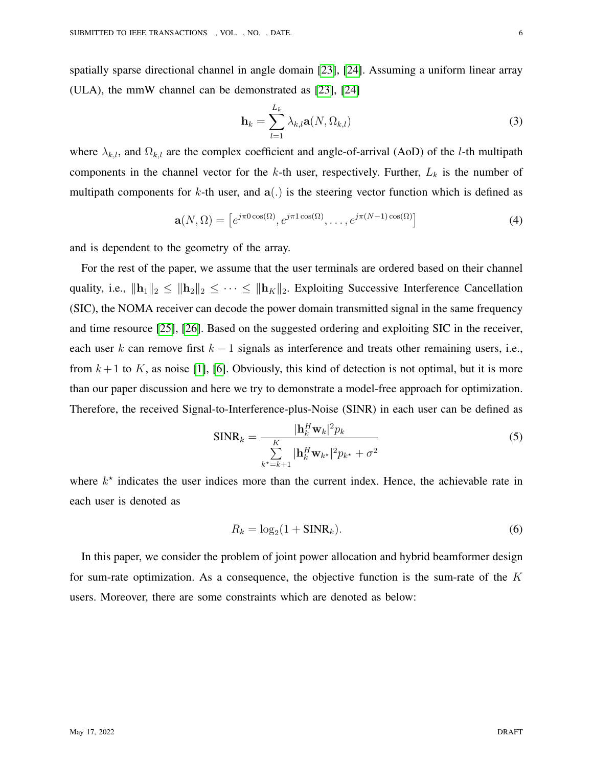spatially sparse directional channel in angle domain [23], [24]. Assuming a uniform linear array (ULA), the mmW channel can be demonstrated as [23], [24]

$$\mathbf{h}_k = \sum_{l=1}^{L_k} \lambda_{k,l} \mathbf{a}(N, \Omega_{k,l}) \tag{3}$$

where $\lambda_{k,l}$, and $\Omega_{k,l}$ are the complex coefficient and angle-of-arrival (AoD) of the $l$-th multipath components in the channel vector for the $k$-th user, respectively. Further, $L_k$ is the number of multipath components for $k$-th user, and $\mathbf{a}(.)$ is the steering vector function which is defined as

$$\mathbf{a}(N, \Omega) = \left[e^{j\pi 0 \cos(\Omega)}, e^{j\pi 1 \cos(\Omega)}, \ldots, e^{j\pi (N-1) \cos(\Omega)}\right] \tag{4}$$

and is dependent to the geometry of the array.

For the rest of the paper, we assume that the user terminals are ordered based on their channel quality, i.e., $\|\mathbf{h}_1\|_2 \leq \|\mathbf{h}_2\|_2 \leq \cdots \leq \|\mathbf{h}_K\|_2$. Exploiting Successive Interference Cancellation (SIC), the NOMA receiver can decode the power domain transmitted signal in the same frequency and time resource [25], [26]. Based on the suggested ordering and exploiting SIC in the receiver, each user $k$ can remove first $k-1$ signals as interference and treats other remaining users, i.e., from $k+1$ to $K$, as noise [1], [6]. Obviously, this kind of detection is not optimal, but it is more than our paper discussion and here we try to demonstrate a model-free approach for optimization. Therefore, the received Signal-to-Interference-plus-Noise (SINR) in each user can be defined as

$$\text{SINR}_k = \frac{|\mathbf{h}_k^H \mathbf{w}_k|^2 p_k}{\sum\limits_{k^\star = k+1}^{K} |\mathbf{h}_k^H \mathbf{w}_{k^\star}|^2 p_{k^\star} + \sigma^2} \tag{5}$$

where $k^\star$ indicates the user indices more than the current index. Hence, the achievable rate in each user is denoted as

$$R_k = \log_2(1 + \text{SINR}_k). \tag{6}$$

In this paper, we consider the problem of joint power allocation and hybrid beamformer design for sum-rate optimization. As a consequence, the objective function is the sum-rate of the $K$ users. Moreover, there are some constraints which are denoted as below: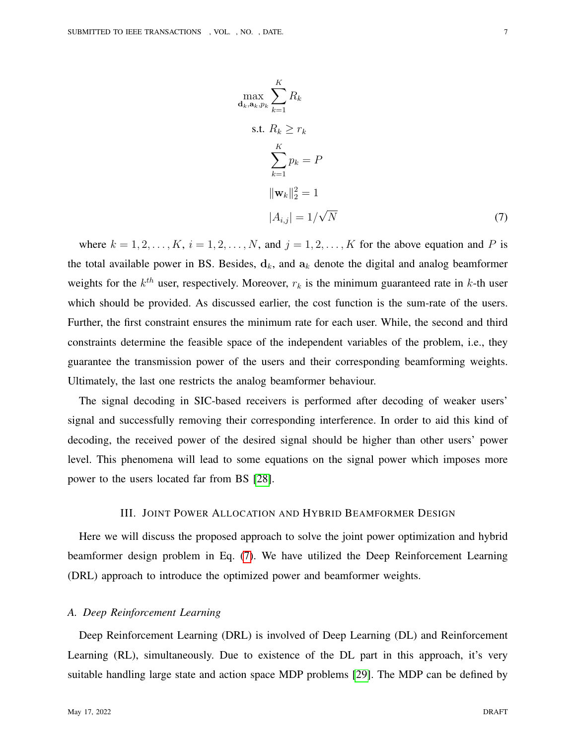$$
\begin{aligned}
\max_{\mathbf{d}_k,\mathbf{a}_k,p_k} & \sum_{k=1}^{K} R_k \\
\text{s.t. } & R_k \geq r_k \\
& \sum_{k=1}^{K} p_k = P \\
& \|\mathbf{w}_k\|_2^2 = 1 \\
& |A_{i,j}| = 1/\sqrt{N}
\end{aligned}
\tag{7}
$$

where $k = 1, 2, \ldots, K$, $i = 1, 2, \ldots, N$, and $j = 1, 2, \ldots, K$ for the above equation and $P$ is the total available power in BS. Besides, $\mathbf{d}_k$, and $\mathbf{a}_k$ denote the digital and analog beamformer weights for the $k^{th}$ user, respectively. Moreover, $r_k$ is the minimum guaranteed rate in $k$-th user which should be provided. As discussed earlier, the cost function is the sum-rate of the users. Further, the first constraint ensures the minimum rate for each user. While, the second and third constraints determine the feasible space of the independent variables of the problem, i.e., they guarantee the transmission power of the users and their corresponding beamforming weights. Ultimately, the last one restricts the analog beamformer behaviour.

The signal decoding in SIC-based receivers is performed after decoding of weaker users' signal and successfully removing their corresponding interference. In order to aid this kind of decoding, the received power of the desired signal should be higher than other users' power level. This phenomena will lead to some equations on the signal power which imposes more power to the users located far from BS [28].

## III. Joint Power Allocation and Hybrid Beamformer Design

Here we will discuss the proposed approach to solve the joint power optimization and hybrid beamformer design problem in Eq. (7). We have utilized the Deep Reinforcement Learning (DRL) approach to introduce the optimized power and beamformer weights.

### A. Deep Reinforcement Learning

Deep Reinforcement Learning (DRL) is involved of Deep Learning (DL) and Reinforcement Learning (RL), simultaneously. Due to existence of the DL part in this approach, it's very suitable handling large state and action space MDP problems [29]. The MDP can be defined by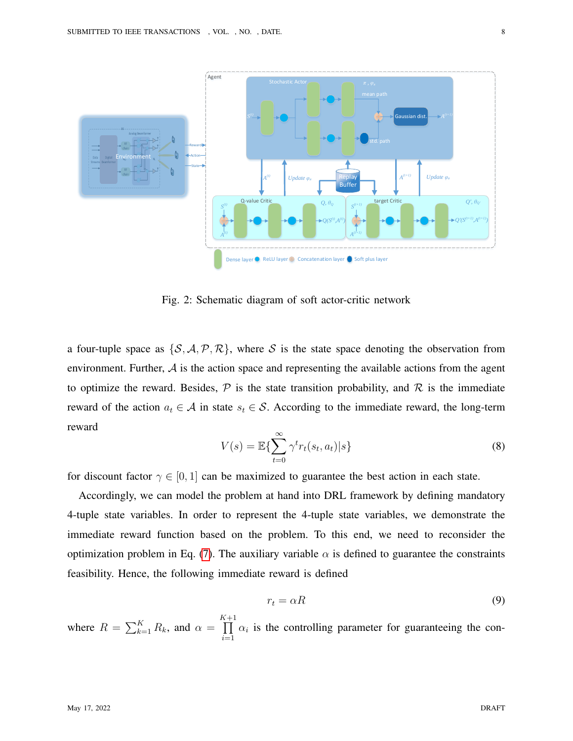Fig. 2: Schematic diagram of soft actor-critic network

a four-tuple space as $\{\mathcal{S}, \mathcal{A}, \mathcal{P}, \mathcal{R}\}$, where $\mathcal{S}$ is the state space denoting the observation from environment. Further, $\mathcal{A}$ is the action space and representing the available actions from the agent to optimize the reward. Besides, $\mathcal{P}$ is the state transition probability, and $\mathcal{R}$ is the immediate reward of the action $a_t \in \mathcal{A}$ in state $s_t \in \mathcal{S}$. According to the immediate reward, the long-term reward

$$V(s) = \mathbb{E}\{\sum_{t=0}^{\infty} \gamma^t r_t(s_t, a_t)|s\} \tag{8}$$

for discount factor $\gamma \in [0, 1]$ can be maximized to guarantee the best action in each state.

Accordingly, we can model the problem at hand into DRL framework by defining mandatory 4-tuple state variables. In order to represent the 4-tuple state variables, we demonstrate the immediate reward function based on the problem. To this end, we need to reconsider the optimization problem in Eq. (7). The auxiliary variable $\alpha$ is defined to guarantee the constraints feasibility. Hence, the following immediate reward is defined

$$r_t = \alpha R \tag{9}$$

where $R = \sum_{k=1}^{K} R_k$, and $\alpha = \prod_{i=1}^{K+1} \alpha_i$ is the controlling parameter for guaranteeing the con-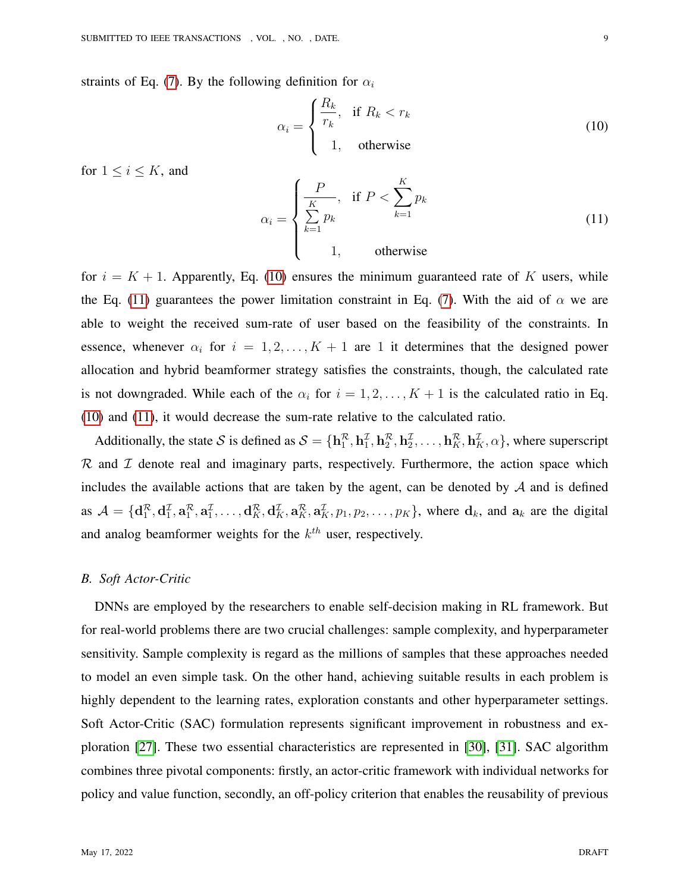straints of Eq. (7). By the following definition for $\alpha_i$

$$\alpha_i = \begin{cases} \dfrac{R_k}{r_k}, & \text{if } R_k < r_k \\ 1, & \text{otherwise} \end{cases} \tag{10}$$

for $1 \leq i \leq K$, and

$$\alpha_i = \begin{cases} \dfrac{P}{\sum\limits_{k=1}^{K} p_k}, & \text{if } P < \sum\limits_{k=1}^{K} p_k \\ 1, & \text{otherwise} \end{cases} \tag{11}$$

for $i = K + 1$. Apparently, Eq. (10) ensures the minimum guaranteed rate of $K$ users, while the Eq. (11) guarantees the power limitation constraint in Eq. (7). With the aid of $\alpha$ we are able to weight the received sum-rate of user based on the feasibility of the constraints. In essence, whenever $\alpha_i$ for $i = 1, 2, \ldots, K + 1$ are 1 it determines that the designed power allocation and hybrid beamformer strategy satisfies the constraints, though, the calculated rate is not downgraded. While each of the $\alpha_i$ for $i = 1, 2, \ldots, K + 1$ is the calculated ratio in Eq. (10) and (11), it would decrease the sum-rate relative to the calculated ratio.

Additionally, the state $\mathcal{S}$ is defined as $\mathcal{S} = \{\mathbf{h}_1^{\mathcal{R}}, \mathbf{h}_1^{\mathcal{I}}, \mathbf{h}_2^{\mathcal{R}}, \mathbf{h}_2^{\mathcal{I}}, \ldots, \mathbf{h}_K^{\mathcal{R}}, \mathbf{h}_K^{\mathcal{I}}, \alpha\}$, where superscript $\mathcal{R}$ and $\mathcal{I}$ denote real and imaginary parts, respectively. Furthermore, the action space which includes the available actions that are taken by the agent, can be denoted by $\mathcal{A}$ and is defined as $\mathcal{A} = \{\mathbf{d}_1^{\mathcal{R}}, \mathbf{d}_1^{\mathcal{I}}, \mathbf{a}_1^{\mathcal{R}}, \mathbf{a}_1^{\mathcal{I}}, \ldots, \mathbf{d}_K^{\mathcal{R}}, \mathbf{d}_K^{\mathcal{I}}, \mathbf{a}_K^{\mathcal{R}}, \mathbf{a}_K^{\mathcal{I}}, p_1, p_2, \ldots, p_K\}$, where $\mathbf{d}_k$, and $\mathbf{a}_k$ are the digital and analog beamformer weights for the $k^{th}$ user, respectively.

### B. Soft Actor-Critic

DNNs are employed by the researchers to enable self-decision making in RL framework. But for real-world problems there are two crucial challenges: sample complexity, and hyperparameter sensitivity. Sample complexity is regard as the millions of samples that these approaches needed to model an even simple task. On the other hand, achieving suitable results in each problem is highly dependent to the learning rates, exploration constants and other hyperparameter settings. Soft Actor-Critic (SAC) formulation represents significant improvement in robustness and exploration [27]. These two essential characteristics are represented in [30], [31]. SAC algorithm combines three pivotal components: firstly, an actor-critic framework with individual networks for policy and value function, secondly, an off-policy criterion that enables the reusability of previous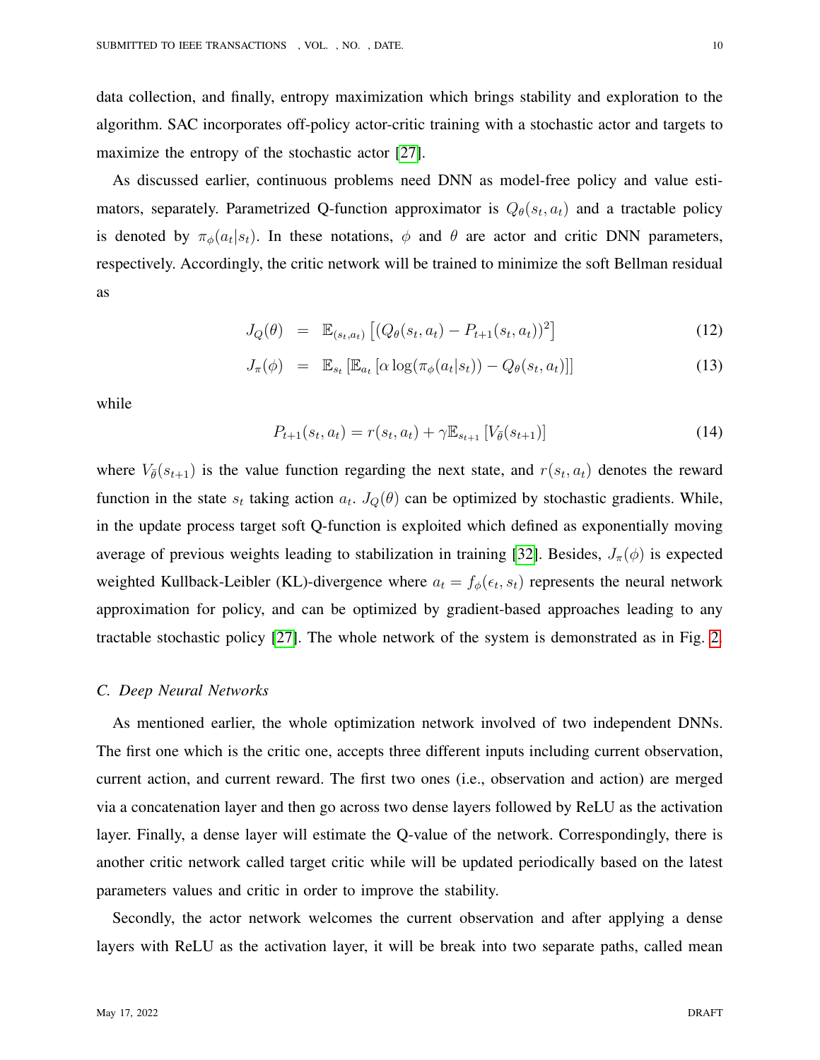data collection, and finally, entropy maximization which brings stability and exploration to the algorithm. SAC incorporates off-policy actor-critic training with a stochastic actor and targets to maximize the entropy of the stochastic actor [27].

As discussed earlier, continuous problems need DNN as model-free policy and value estimators, separately. Parametrized Q-function approximator is $Q_\theta(s_t, a_t)$ and a tractable policy is denoted by $\pi_\phi(a_t|s_t)$. In these notations, $\phi$ and $\theta$ are actor and critic DNN parameters, respectively. Accordingly, the critic network will be trained to minimize the soft Bellman residual as

$$J_Q(\theta) = \mathbb{E}_{(s_t,a_t)}\left[(Q_\theta(s_t, a_t) - P_{t+1}(s_t, a_t))^2\right] \tag{12}$$

$$J_\pi(\phi) = \mathbb{E}_{s_t}\left[\mathbb{E}_{a_t}\left[\alpha \log(\pi_\phi(a_t|s_t)) - Q_\theta(s_t, a_t)\right]\right] \tag{13}$$

while

$$P_{t+1}(s_t, a_t) = r(s_t, a_t) + \gamma \mathbb{E}_{s_{t+1}}\left[V_{\bar{\theta}}(s_{t+1})\right] \tag{14}$$

where $V_{\bar{\theta}}(s_{t+1})$ is the value function regarding the next state, and $r(s_t, a_t)$ denotes the reward function in the state $s_t$ taking action $a_t$. $J_Q(\theta)$ can be optimized by stochastic gradients. While, in the update process target soft Q-function is exploited which defined as exponentially moving average of previous weights leading to stabilization in training [32]. Besides, $J_\pi(\phi)$ is expected weighted Kullback-Leibler (KL)-divergence where $a_t = f_\phi(\epsilon_t, s_t)$ represents the neural network approximation for policy, and can be optimized by gradient-based approaches leading to any tractable stochastic policy [27]. The whole network of the system is demonstrated as in Fig. 2.

### *C. Deep Neural Networks*

As mentioned earlier, the whole optimization network involved of two independent DNNs. The first one which is the critic one, accepts three different inputs including current observation, current action, and current reward. The first two ones (i.e., observation and action) are merged via a concatenation layer and then go across two dense layers followed by ReLU as the activation layer. Finally, a dense layer will estimate the Q-value of the network. Correspondingly, there is another critic network called target critic while will be updated periodically based on the latest parameters values and critic in order to improve the stability.

Secondly, the actor network welcomes the current observation and after applying a dense layers with ReLU as the activation layer, it will be break into two separate paths, called mean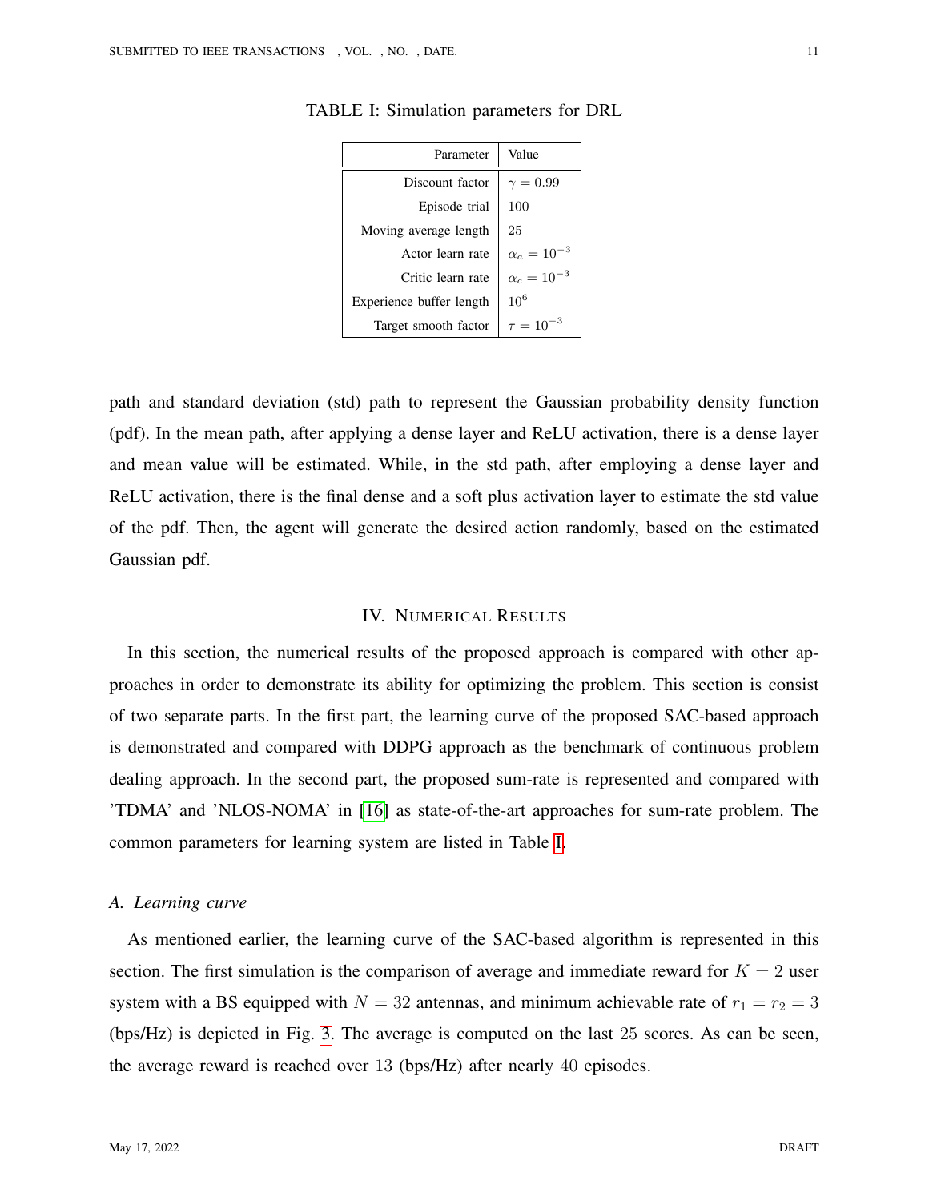TABLE I: Simulation parameters for DRL

| Parameter | Value |
|---:|---|
| Discount factor | $\gamma = 0.99$ |
| Episode trial | 100 |
| Moving average length | 25 |
| Actor learn rate | $\alpha_a = 10^{-3}$ |
| Critic learn rate | $\alpha_c = 10^{-3}$ |
| Experience buffer length | $10^6$ |
| Target smooth factor | $\tau = 10^{-3}$ |

path and standard deviation (std) path to represent the Gaussian probability density function (pdf). In the mean path, after applying a dense layer and ReLU activation, there is a dense layer and mean value will be estimated. While, in the std path, after employing a dense layer and ReLU activation, there is the final dense and a soft plus activation layer to estimate the std value of the pdf. Then, the agent will generate the desired action randomly, based on the estimated Gaussian pdf.

## IV. Numerical Results

In this section, the numerical results of the proposed approach is compared with other approaches in order to demonstrate its ability for optimizing the problem. This section is consist of two separate parts. In the first part, the learning curve of the proposed SAC-based approach is demonstrated and compared with DDPG approach as the benchmark of continuous problem dealing approach. In the second part, the proposed sum-rate is represented and compared with 'TDMA' and 'NLOS-NOMA' in [16] as state-of-the-art approaches for sum-rate problem. The common parameters for learning system are listed in Table I.

### A. Learning curve

As mentioned earlier, the learning curve of the SAC-based algorithm is represented in this section. The first simulation is the comparison of average and immediate reward for $K = 2$ user system with a BS equipped with $N = 32$ antennas, and minimum achievable rate of $r_1 = r_2 = 3$ (bps/Hz) is depicted in Fig. 3. The average is computed on the last 25 scores. As can be seen, the average reward is reached over 13 (bps/Hz) after nearly 40 episodes.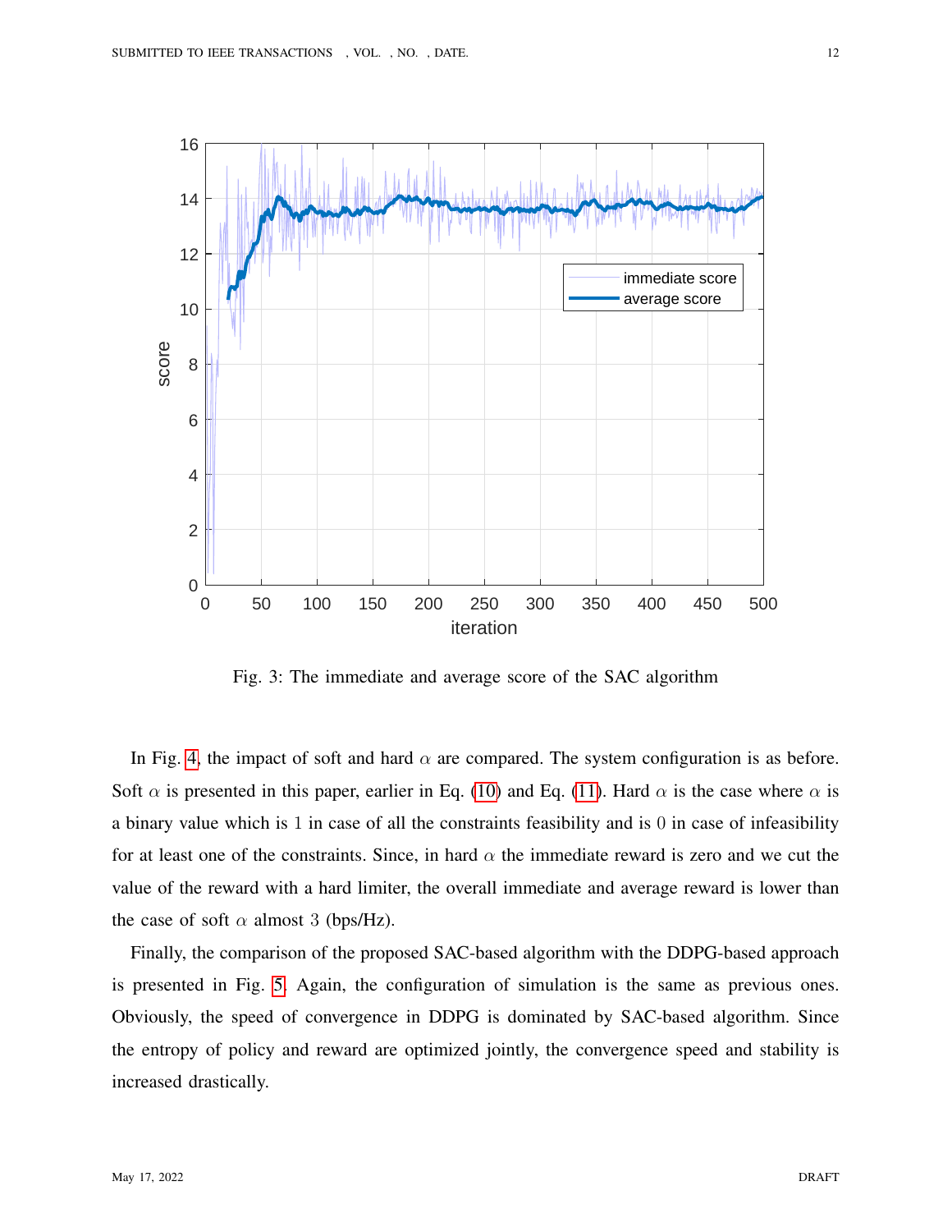Fig. 3: The immediate and average score of the SAC algorithm

In Fig. 4, the impact of soft and hard $\alpha$ are compared. The system configuration is as before. Soft $\alpha$ is presented in this paper, earlier in Eq. (10) and Eq. (11). Hard $\alpha$ is the case where $\alpha$ is a binary value which is $1$ in case of all the constraints feasibility and is $0$ in case of infeasibility for at least one of the constraints. Since, in hard $\alpha$ the immediate reward is zero and we cut the value of the reward with a hard limiter, the overall immediate and average reward is lower than the case of soft $\alpha$ almost $3$ (bps/Hz).

Finally, the comparison of the proposed SAC-based algorithm with the DDPG-based approach is presented in Fig. 5. Again, the configuration of simulation is the same as previous ones. Obviously, the speed of convergence in DDPG is dominated by SAC-based algorithm. Since the entropy of policy and reward are optimized jointly, the convergence speed and stability is increased drastically.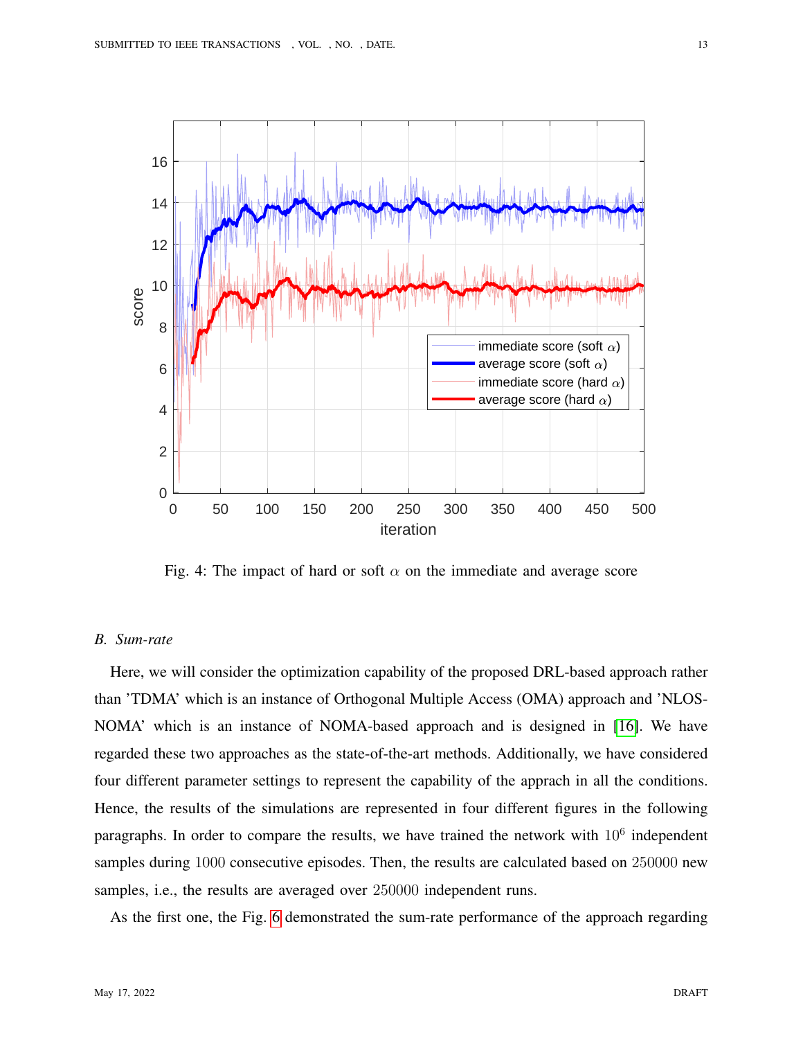Fig. 4: The impact of hard or soft $\alpha$ on the immediate and average score

### B. Sum-rate

Here, we will consider the optimization capability of the proposed DRL-based approach rather than 'TDMA' which is an instance of Orthogonal Multiple Access (OMA) approach and 'NLOS-NOMA' which is an instance of NOMA-based approach and is designed in [16]. We have regarded these two approaches as the state-of-the-art methods. Additionally, we have considered four different parameter settings to represent the capability of the apprach in all the conditions. Hence, the results of the simulations are represented in four different figures in the following paragraphs. In order to compare the results, we have trained the network with $10^6$ independent samples during $1000$ consecutive episodes. Then, the results are calculated based on $250000$ new samples, i.e., the results are averaged over $250000$ independent runs.

As the first one, the Fig. 6 demonstrated the sum-rate performance of the approach regarding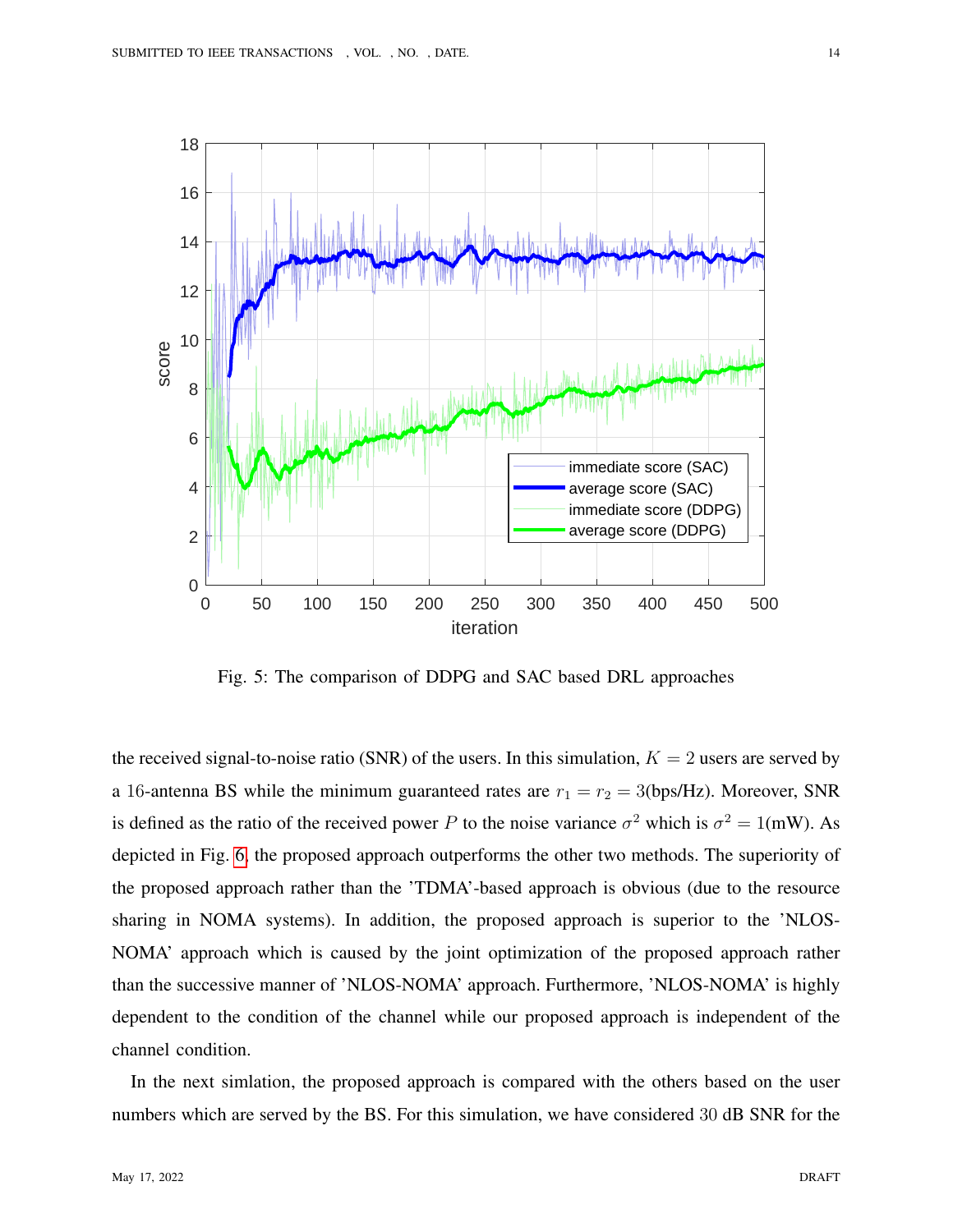Fig. 5: The comparison of DDPG and SAC based DRL approaches

the received signal-to-noise ratio (SNR) of the users. In this simulation, $K = 2$ users are served by a 16-antenna BS while the minimum guaranteed rates are $r_1 = r_2 = 3$(bps/Hz). Moreover, SNR is defined as the ratio of the received power $P$ to the noise variance $\sigma^2$ which is $\sigma^2 = 1$(mW). As depicted in Fig. 6, the proposed approach outperforms the other two methods. The superiority of the proposed approach rather than the 'TDMA'-based approach is obvious (due to the resource sharing in NOMA systems). In addition, the proposed approach is superior to the 'NLOS-NOMA' approach which is caused by the joint optimization of the proposed approach rather than the successive manner of 'NLOS-NOMA' approach. Furthermore, 'NLOS-NOMA' is highly dependent to the condition of the channel while our proposed approach is independent of the channel condition.

In the next simlation, the proposed approach is compared with the others based on the user numbers which are served by the BS. For this simulation, we have considered 30 dB SNR for the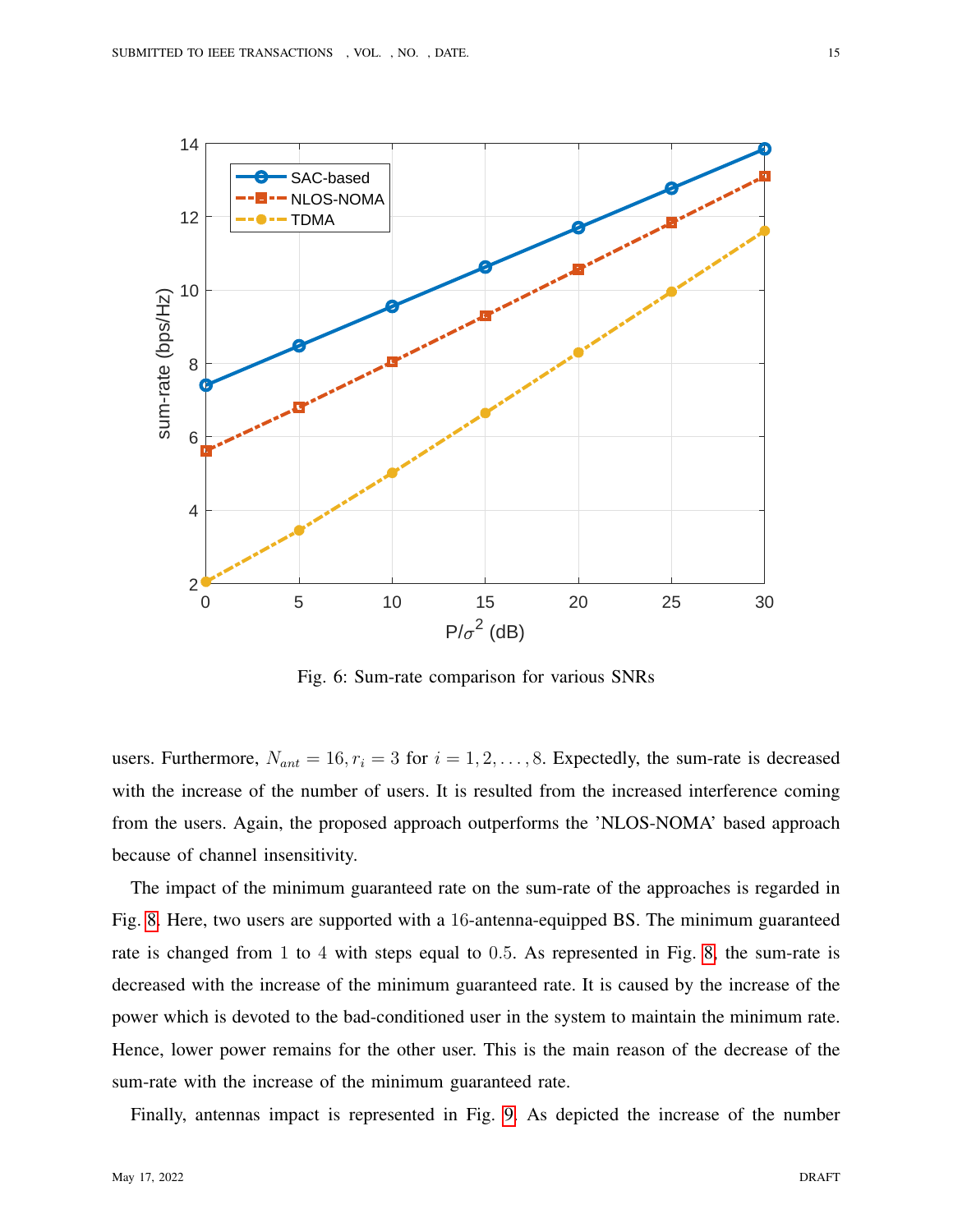Fig. 6: Sum-rate comparison for various SNRs

users. Furthermore, $N_{ant} = 16, r_i = 3$ for $i = 1, 2, \ldots, 8$. Expectedly, the sum-rate is decreased with the increase of the number of users. It is resulted from the increased interference coming from the users. Again, the proposed approach outperforms the 'NLOS-NOMA' based approach because of channel insensitivity.

The impact of the minimum guaranteed rate on the sum-rate of the approaches is regarded in Fig. 8. Here, two users are supported with a 16-antenna-equipped BS. The minimum guaranteed rate is changed from 1 to 4 with steps equal to 0.5. As represented in Fig. 8, the sum-rate is decreased with the increase of the minimum guaranteed rate. It is caused by the increase of the power which is devoted to the bad-conditioned user in the system to maintain the minimum rate. Hence, lower power remains for the other user. This is the main reason of the decrease of the sum-rate with the increase of the minimum guaranteed rate.

Finally, antennas impact is represented in Fig. 9. As depicted the increase of the number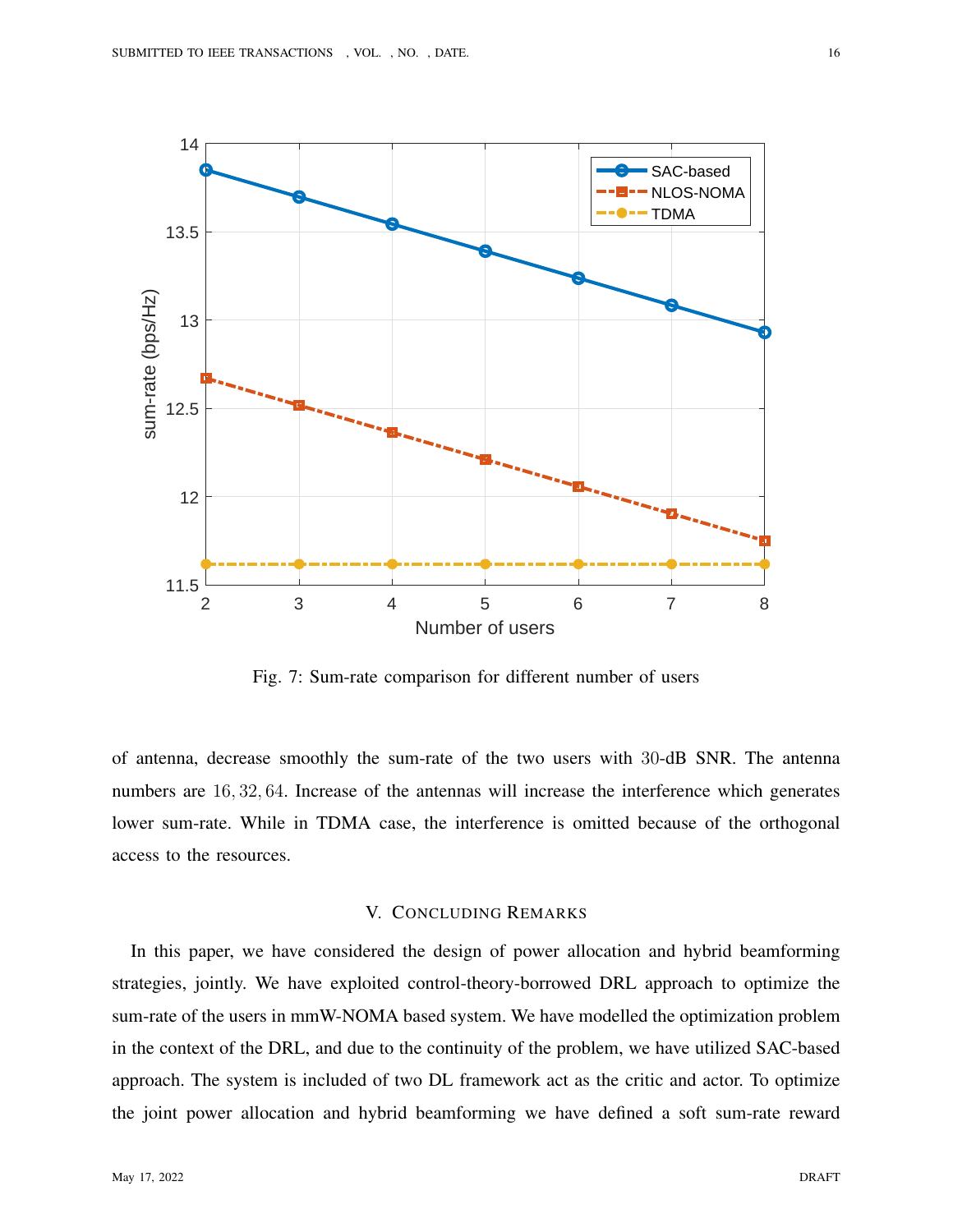Fig. 7: Sum-rate comparison for different number of users

of antenna, decrease smoothly the sum-rate of the two users with $30$-dB SNR. The antenna numbers are $16, 32, 64$. Increase of the antennas will increase the interference which generates lower sum-rate. While in TDMA case, the interference is omitted because of the orthogonal access to the resources.

## V. Concluding Remarks

In this paper, we have considered the design of power allocation and hybrid beamforming strategies, jointly. We have exploited control-theory-borrowed DRL approach to optimize the sum-rate of the users in mmW-NOMA based system. We have modelled the optimization problem in the context of the DRL, and due to the continuity of the problem, we have utilized SAC-based approach. The system is included of two DL framework act as the critic and actor. To optimize the joint power allocation and hybrid beamforming we have defined a soft sum-rate reward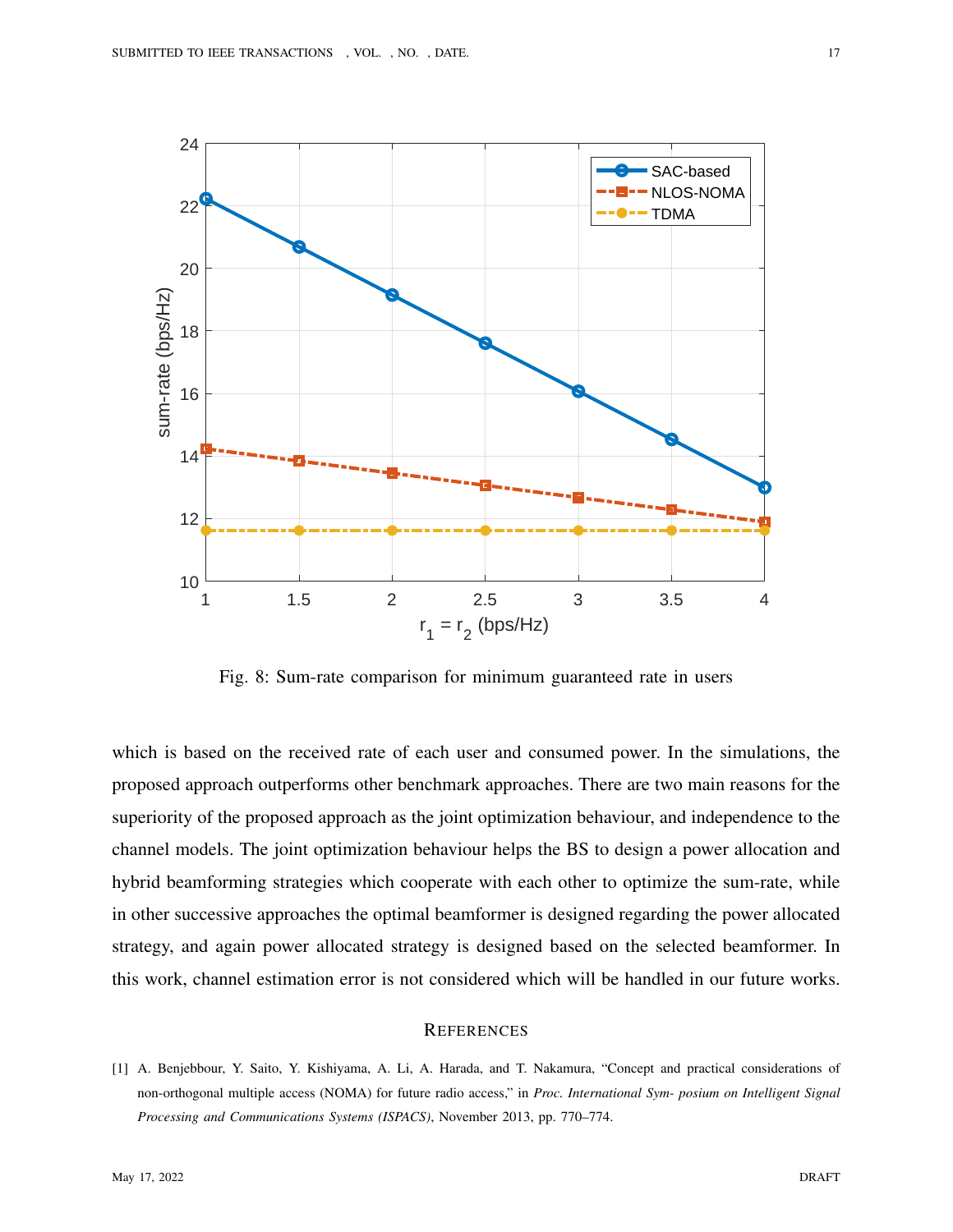Fig. 8: Sum-rate comparison for minimum guaranteed rate in users

which is based on the received rate of each user and consumed power. In the simulations, the proposed approach outperforms other benchmark approaches. There are two main reasons for the superiority of the proposed approach as the joint optimization behaviour, and independence to the channel models. The joint optimization behaviour helps the BS to design a power allocation and hybrid beamforming strategies which cooperate with each other to optimize the sum-rate, while in other successive approaches the optimal beamformer is designed regarding the power allocated strategy, and again power allocated strategy is designed based on the selected beamformer. In this work, channel estimation error is not considered which will be handled in our future works.

## REFERENCES

[1] A. Benjebbour, Y. Saito, Y. Kishiyama, A. Li, A. Harada, and T. Nakamura, "Concept and practical considerations of non-orthogonal multiple access (NOMA) for future radio access," in *Proc. International Sym- posium on Intelligent Signal Processing and Communications Systems (ISPACS)*, November 2013, pp. 770–774.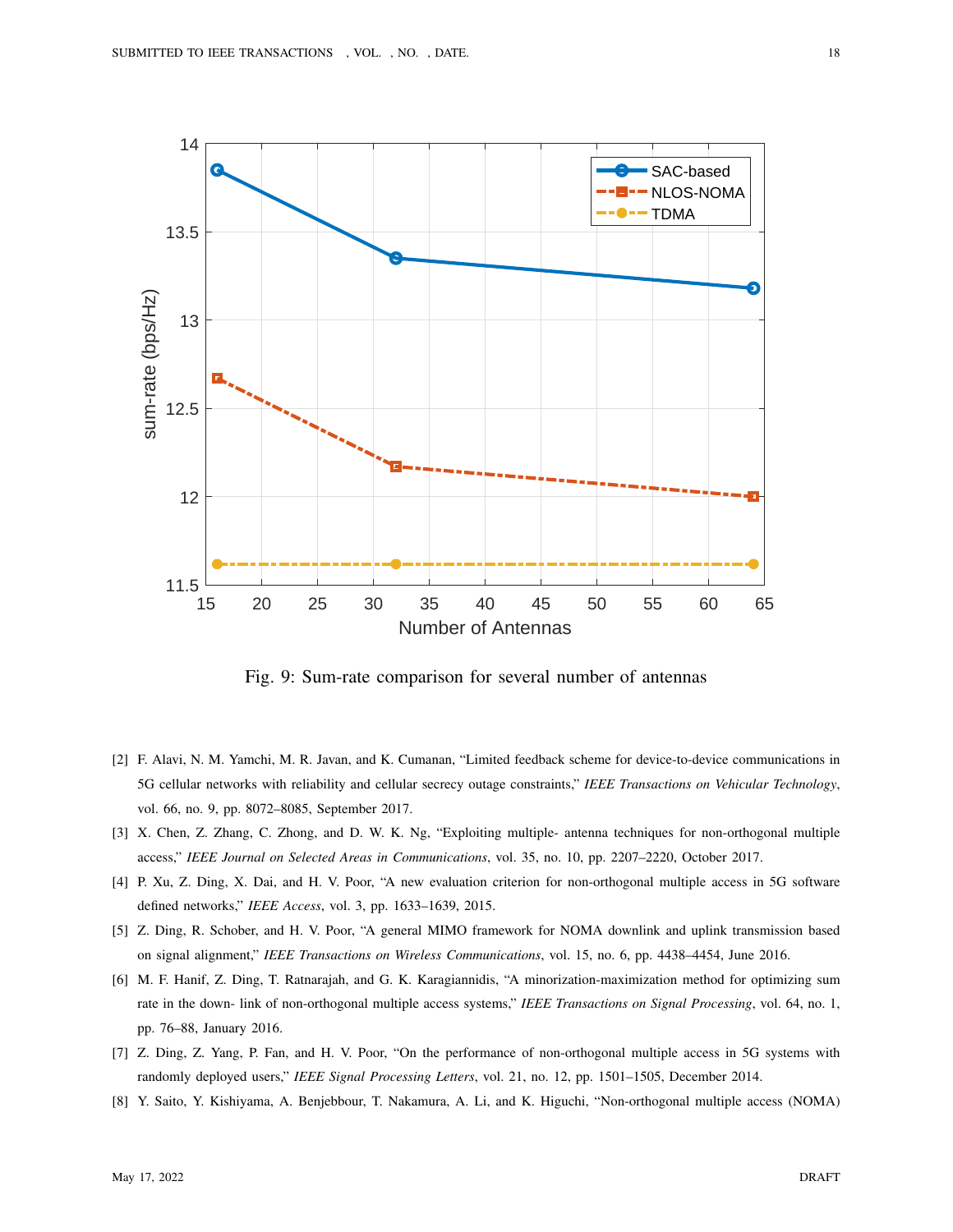Fig. 9: Sum-rate comparison for several number of antennas

[2] F. Alavi, N. M. Yamchi, M. R. Javan, and K. Cumanan, "Limited feedback scheme for device-to-device communications in 5G cellular networks with reliability and cellular secrecy outage constraints," *IEEE Transactions on Vehicular Technology*, vol. 66, no. 9, pp. 8072–8085, September 2017.

[3] X. Chen, Z. Zhang, C. Zhong, and D. W. K. Ng, "Exploiting multiple- antenna techniques for non-orthogonal multiple access," *IEEE Journal on Selected Areas in Communications*, vol. 35, no. 10, pp. 2207–2220, October 2017.

[4] P. Xu, Z. Ding, X. Dai, and H. V. Poor, "A new evaluation criterion for non-orthogonal multiple access in 5G software defined networks," *IEEE Access*, vol. 3, pp. 1633–1639, 2015.

[5] Z. Ding, R. Schober, and H. V. Poor, "A general MIMO framework for NOMA downlink and uplink transmission based on signal alignment," *IEEE Transactions on Wireless Communications*, vol. 15, no. 6, pp. 4438–4454, June 2016.

[6] M. F. Hanif, Z. Ding, T. Ratnarajah, and G. K. Karagiannidis, "A minorization-maximization method for optimizing sum rate in the down- link of non-orthogonal multiple access systems," *IEEE Transactions on Signal Processing*, vol. 64, no. 1, pp. 76–88, January 2016.

[7] Z. Ding, Z. Yang, P. Fan, and H. V. Poor, "On the performance of non-orthogonal multiple access in 5G systems with randomly deployed users," *IEEE Signal Processing Letters*, vol. 21, no. 12, pp. 1501–1505, December 2014.

[8] Y. Saito, Y. Kishiyama, A. Benjebbour, T. Nakamura, A. Li, and K. Higuchi, "Non-orthogonal multiple access (NOMA)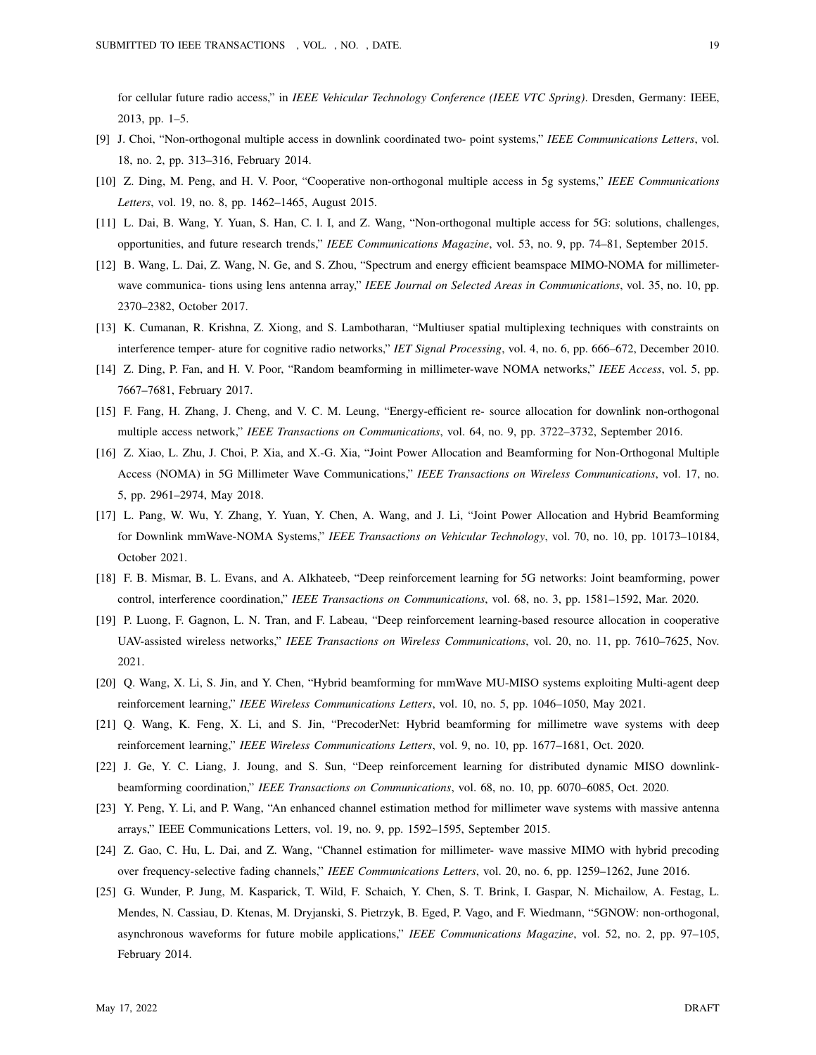for cellular future radio access," in *IEEE Vehicular Technology Conference (IEEE VTC Spring)*. Dresden, Germany: IEEE, 2013, pp. 1–5.

[9] J. Choi, "Non-orthogonal multiple access in downlink coordinated two- point systems," *IEEE Communications Letters*, vol. 18, no. 2, pp. 313–316, February 2014.

[10] Z. Ding, M. Peng, and H. V. Poor, "Cooperative non-orthogonal multiple access in 5g systems," *IEEE Communications Letters*, vol. 19, no. 8, pp. 1462–1465, August 2015.

[11] L. Dai, B. Wang, Y. Yuan, S. Han, C. l. I, and Z. Wang, "Non-orthogonal multiple access for 5G: solutions, challenges, opportunities, and future research trends," *IEEE Communications Magazine*, vol. 53, no. 9, pp. 74–81, September 2015.

[12] B. Wang, L. Dai, Z. Wang, N. Ge, and S. Zhou, "Spectrum and energy efficient beamspace MIMO-NOMA for millimeter-wave communica- tions using lens antenna array," *IEEE Journal on Selected Areas in Communications*, vol. 35, no. 10, pp. 2370–2382, October 2017.

[13] K. Cumanan, R. Krishna, Z. Xiong, and S. Lambotharan, "Multiuser spatial multiplexing techniques with constraints on interference temper- ature for cognitive radio networks," *IET Signal Processing*, vol. 4, no. 6, pp. 666–672, December 2010.

[14] Z. Ding, P. Fan, and H. V. Poor, "Random beamforming in millimeter-wave NOMA networks," *IEEE Access*, vol. 5, pp. 7667–7681, February 2017.

[15] F. Fang, H. Zhang, J. Cheng, and V. C. M. Leung, "Energy-efficient re- source allocation for downlink non-orthogonal multiple access network," *IEEE Transactions on Communications*, vol. 64, no. 9, pp. 3722–3732, September 2016.

[16] Z. Xiao, L. Zhu, J. Choi, P. Xia, and X.-G. Xia, "Joint Power Allocation and Beamforming for Non-Orthogonal Multiple Access (NOMA) in 5G Millimeter Wave Communications," *IEEE Transactions on Wireless Communications*, vol. 17, no. 5, pp. 2961–2974, May 2018.

[17] L. Pang, W. Wu, Y. Zhang, Y. Yuan, Y. Chen, A. Wang, and J. Li, "Joint Power Allocation and Hybrid Beamforming for Downlink mmWave-NOMA Systems," *IEEE Transactions on Vehicular Technology*, vol. 70, no. 10, pp. 10173–10184, October 2021.

[18] F. B. Mismar, B. L. Evans, and A. Alkhateeb, "Deep reinforcement learning for 5G networks: Joint beamforming, power control, interference coordination," *IEEE Transactions on Communications*, vol. 68, no. 3, pp. 1581–1592, Mar. 2020.

[19] P. Luong, F. Gagnon, L. N. Tran, and F. Labeau, "Deep reinforcement learning-based resource allocation in cooperative UAV-assisted wireless networks," *IEEE Transactions on Wireless Communications*, vol. 20, no. 11, pp. 7610–7625, Nov. 2021.

[20] Q. Wang, X. Li, S. Jin, and Y. Chen, "Hybrid beamforming for mmWave MU-MISO systems exploiting Multi-agent deep reinforcement learning," *IEEE Wireless Communications Letters*, vol. 10, no. 5, pp. 1046–1050, May 2021.

[21] Q. Wang, K. Feng, X. Li, and S. Jin, "PrecoderNet: Hybrid beamforming for millimetre wave systems with deep reinforcement learning," *IEEE Wireless Communications Letters*, vol. 9, no. 10, pp. 1677–1681, Oct. 2020.

[22] J. Ge, Y. C. Liang, J. Joung, and S. Sun, "Deep reinforcement learning for distributed dynamic MISO downlink-beamforming coordination," *IEEE Transactions on Communications*, vol. 68, no. 10, pp. 6070–6085, Oct. 2020.

[23] Y. Peng, Y. Li, and P. Wang, "An enhanced channel estimation method for millimeter wave systems with massive antenna arrays," IEEE Communications Letters, vol. 19, no. 9, pp. 1592–1595, September 2015.

[24] Z. Gao, C. Hu, L. Dai, and Z. Wang, "Channel estimation for millimeter- wave massive MIMO with hybrid precoding over frequency-selective fading channels," *IEEE Communications Letters*, vol. 20, no. 6, pp. 1259–1262, June 2016.

[25] G. Wunder, P. Jung, M. Kasparick, T. Wild, F. Schaich, Y. Chen, S. T. Brink, I. Gaspar, N. Michailow, A. Festag, L. Mendes, N. Cassiau, D. Ktenas, M. Dryjanski, S. Pietrzyk, B. Eged, P. Vago, and F. Wiedmann, "5GNOW: non-orthogonal, asynchronous waveforms for future mobile applications," *IEEE Communications Magazine*, vol. 52, no. 2, pp. 97–105, February 2014.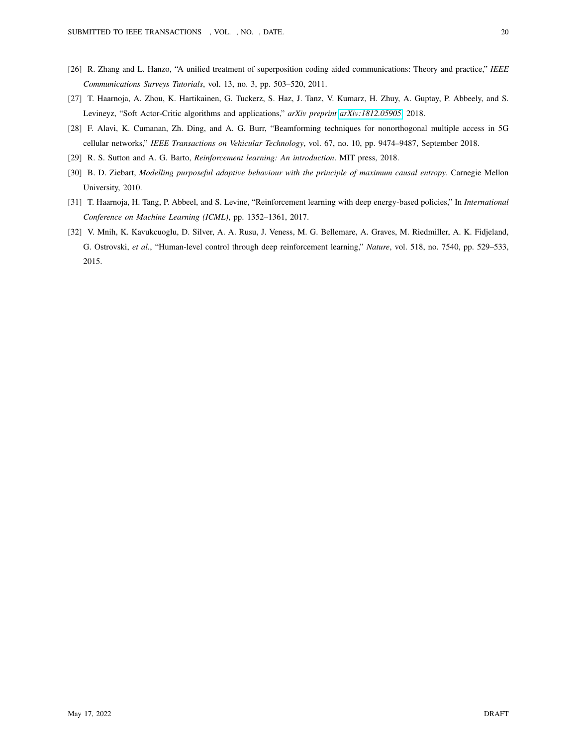[26] R. Zhang and L. Hanzo, "A unified treatment of superposition coding aided communications: Theory and practice," *IEEE Communications Surveys Tutorials*, vol. 13, no. 3, pp. 503–520, 2011.

[27] T. Haarnoja, A. Zhou, K. Hartikainen, G. Tuckerz, S. Haz, J. Tanz, V. Kumarz, H. Zhuy, A. Guptay, P. Abbeely, and S. Levineyz, "Soft Actor-Critic algorithms and applications," *arXiv preprint arXiv:1812.05905*, 2018.

[28] F. Alavi, K. Cumanan, Zh. Ding, and A. G. Burr, "Beamforming techniques for nonorthogonal multiple access in 5G cellular networks," *IEEE Transactions on Vehicular Technology*, vol. 67, no. 10, pp. 9474–9487, September 2018.

[29] R. S. Sutton and A. G. Barto, *Reinforcement learning: An introduction*. MIT press, 2018.

[30] B. D. Ziebart, *Modelling purposeful adaptive behaviour with the principle of maximum causal entropy*. Carnegie Mellon University, 2010.

[31] T. Haarnoja, H. Tang, P. Abbeel, and S. Levine, "Reinforcement learning with deep energy-based policies," In *International Conference on Machine Learning (ICML)*, pp. 1352–1361, 2017.

[32] V. Mnih, K. Kavukcuoglu, D. Silver, A. A. Rusu, J. Veness, M. G. Bellemare, A. Graves, M. Riedmiller, A. K. Fidjeland, G. Ostrovski, *et al.*, "Human-level control through deep reinforcement learning," *Nature*, vol. 518, no. 7540, pp. 529–533, 2015.